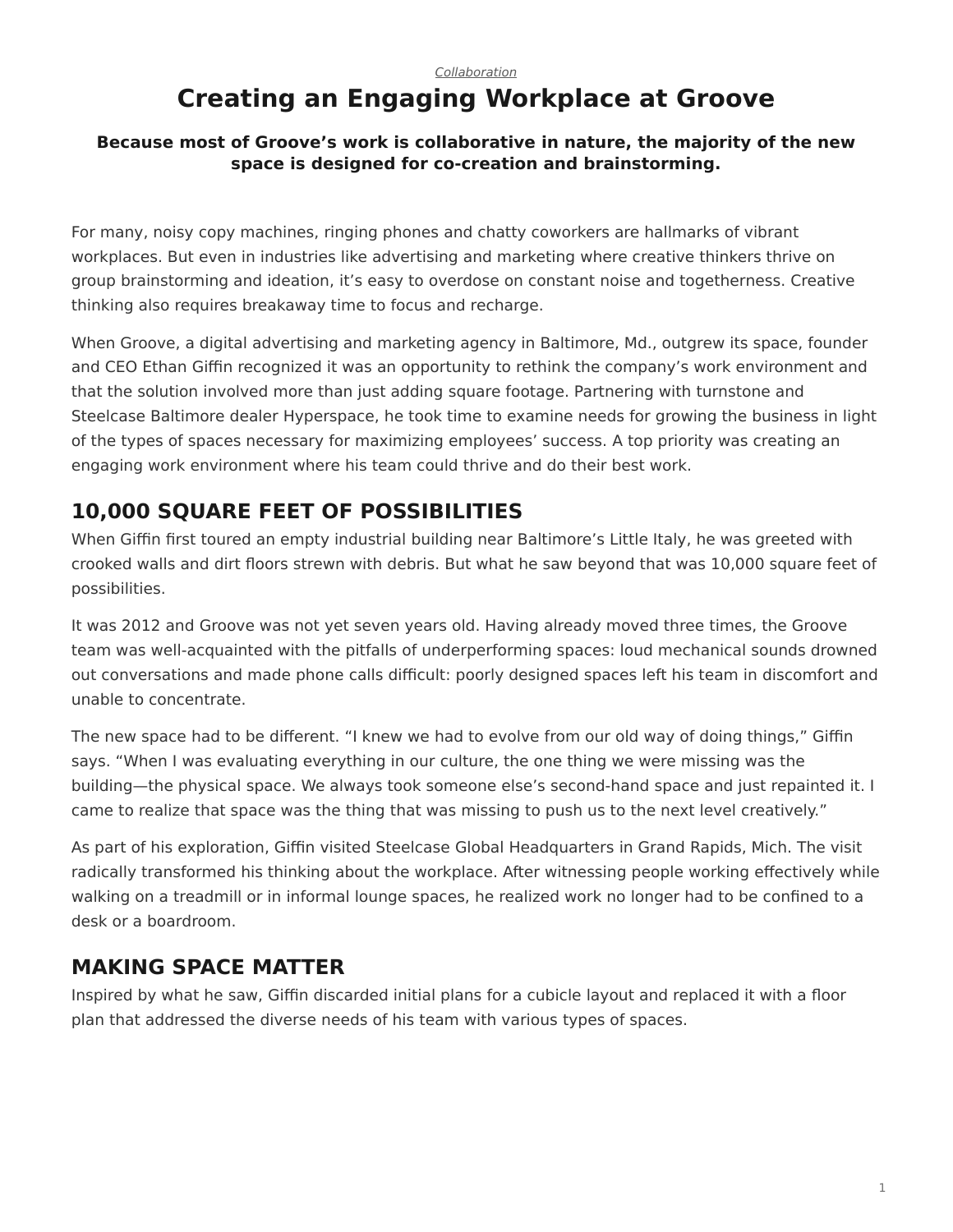*Collaboration*

# Creating an Engaging Workplace at Groove

**Because most of Groove's work is collaborative in nature, the majority of the new space is designed for co-creation and brainstorming.**

For many, noisy copy machines, ringing phones and chatty coworkers are hallmarks of vibrant workplaces. But even in industries like advertising and marketing where creative thinkers thrive on group brainstorming and ideation, it's easy to overdose on constant noise and togetherness. Creative thinking also requires breakaway time to focus and recharge.

When Groove, a digital advertising and marketing agency in Baltimore, Md., outgrew its space, founder and CEO Ethan Giffin recognized it was an opportunity to rethink the company's work environment and that the solution involved more than just adding square footage. Partnering with turnstone and Steelcase Baltimore dealer Hyperspace, he took time to examine needs for growing the business in light of the types of spaces necessary for maximizing employees' success. A top priority was creating an engaging work environment where his team could thrive and do their best work.

## 10,000 SQUARE FEET OF POSSIBILITIES

When Giffin first toured an empty industrial building near Baltimore's Little Italy, he was greeted with crooked walls and dirt floors strewn with debris. But what he saw beyond that was 10,000 square feet of possibilities.

It was 2012 and Groove was not yet seven years old. Having already moved three times, the Groove team was well-acquainted with the pitfalls of underperforming spaces: loud mechanical sounds drowned out conversations and made phone calls difficult: poorly designed spaces left his team in discomfort and unable to concentrate.

The new space had to be different. "I knew we had to evolve from our old way of doing things," Giffin says. "When I was evaluating everything in our culture, the one thing we were missing was the building—the physical space. We always took someone else's second-hand space and just repainted it. I came to realize that space was the thing that was missing to push us to the next level creatively."

As part of his exploration, Giffin visited Steelcase Global Headquarters in Grand Rapids, Mich. The visit radically transformed his thinking about the workplace. After witnessing people working effectively while walking on a treadmill or in informal lounge spaces, he realized work no longer had to be confined to a desk or a boardroom.

## MAKING SPACE MATTER

Inspired by what he saw, Giffin discarded initial plans for a cubicle layout and replaced it with a floor plan that addressed the diverse needs of his team with various types of spaces.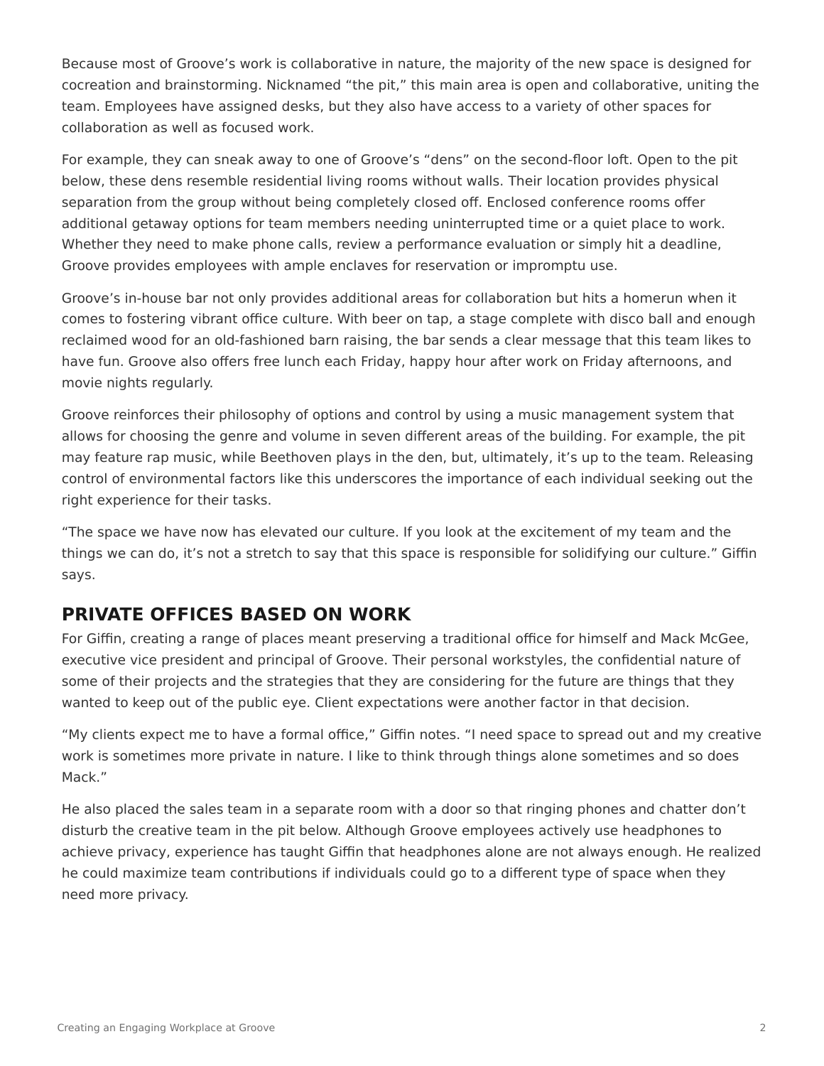Because most of Groove's work is collaborative in nature, the majority of the new space is designed for cocreation and brainstorming. Nicknamed "the pit," this main area is open and collaborative, uniting the team. Employees have assigned desks, but they also have access to a variety of other spaces for collaboration as well as focused work.

For example, they can sneak away to one of Groove's "dens" on the second-floor loft. Open to the pit below, these dens resemble residential living rooms without walls. Their location provides physical separation from the group without being completely closed off. Enclosed conference rooms offer additional getaway options for team members needing uninterrupted time or a quiet place to work. Whether they need to make phone calls, review a performance evaluation or simply hit a deadline, Groove provides employees with ample enclaves for reservation or impromptu use.

Groove's in-house bar not only provides additional areas for collaboration but hits a homerun when it comes to fostering vibrant office culture. With beer on tap, a stage complete with disco ball and enough reclaimed wood for an old-fashioned barn raising, the bar sends a clear message that this team likes to have fun. Groove also offers free lunch each Friday, happy hour after work on Friday afternoons, and movie nights regularly.

Groove reinforces their philosophy of options and control by using a music management system that allows for choosing the genre and volume in seven different areas of the building. For example, the pit may feature rap music, while Beethoven plays in the den, but, ultimately, it's up to the team. Releasing control of environmental factors like this underscores the importance of each individual seeking out the right experience for their tasks.

"The space we have now has elevated our culture. If you look at the excitement of my team and the things we can do, it's not a stretch to say that this space is responsible for solidifying our culture." Giffin says.

## PRIVATE OFFICES BASED ON WORK

For Giffin, creating a range of places meant preserving a traditional office for himself and Mack McGee, executive vice president and principal of Groove. Their personal workstyles, the confidential nature of some of their projects and the strategies that they are considering for the future are things that they wanted to keep out of the public eye. Client expectations were another factor in that decision.

"My clients expect me to have a formal office," Giffin notes. "I need space to spread out and my creative work is sometimes more private in nature. I like to think through things alone sometimes and so does Mack."

He also placed the sales team in a separate room with a door so that ringing phones and chatter don't disturb the creative team in the pit below. Although Groove employees actively use headphones to achieve privacy, experience has taught Giffin that headphones alone are not always enough. He realized he could maximize team contributions if individuals could go to a different type of space when they need more privacy.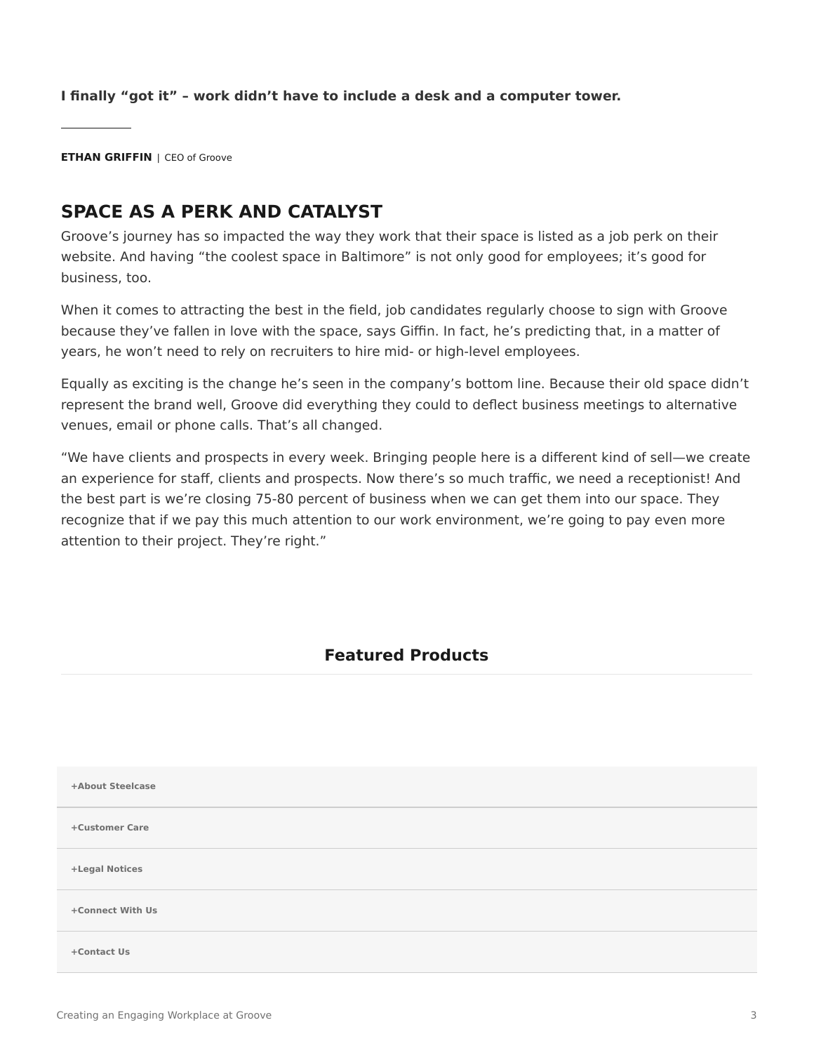**I finally “got it” – work didn’t have to include a desk and a computer tower.**

---

**ETHAN GRIFFIN** | CEO of Groove

## SPACE AS A PERK AND CATALYST

Groove’s journey has so impacted the way they work that their space is listed as a job perk on their website. And having “the coolest space in Baltimore” is not only good for employees; it’s good for business, too.

When it comes to attracting the best in the field, job candidates regularly choose to sign with Groove because they’ve fallen in love with the space, says Giffin. In fact, he’s predicting that, in a matter of years, he won’t need to rely on recruiters to hire mid- or high-level employees.

Equally as exciting is the change he’s seen in the company’s bottom line. Because their old space didn’t represent the brand well, Groove did everything they could to deflect business meetings to alternative venues, email or phone calls. That’s all changed.

“We have clients and prospects in every week. Bringing people here is a different kind of sell—we create an experience for staff, clients and prospects. Now there’s so much traffic, we need a receptionist! And the best part is we’re closing 75-80 percent of business when we can get them into our space. They recognize that if we pay this much attention to our work environment, we’re going to pay even more attention to their project. They’re right.”

### Featured Products

+About Steelcase

+Customer Care

+Legal Notices

+Connect With Us

+Contact Us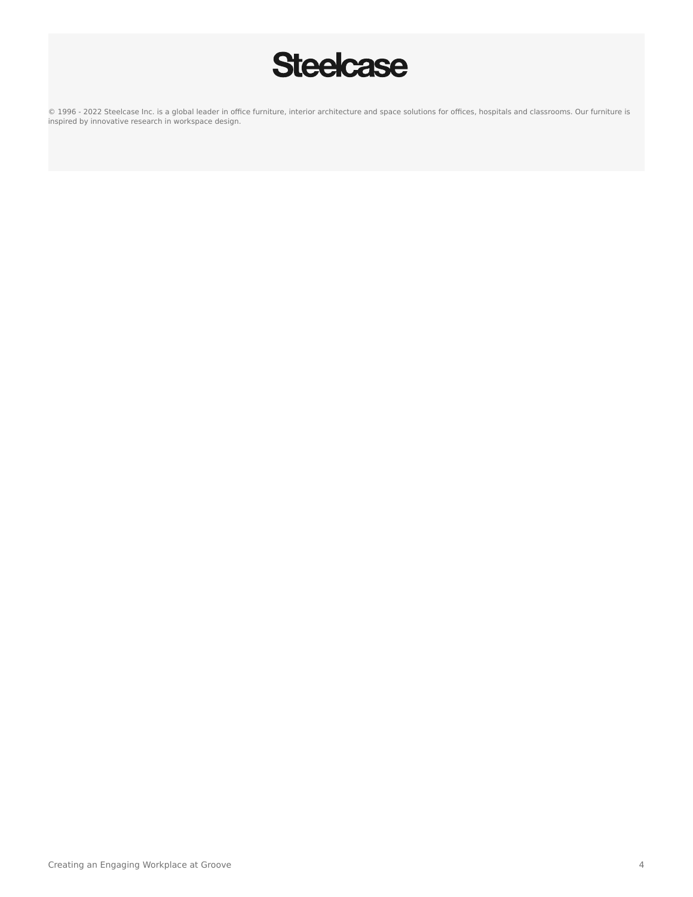Steelcase

© 1996 - 2022 Steelcase Inc. is a global leader in office furniture, interior architecture and space solutions for offices, hospitals and classrooms. Our furniture is inspired by innovative research in workspace design.